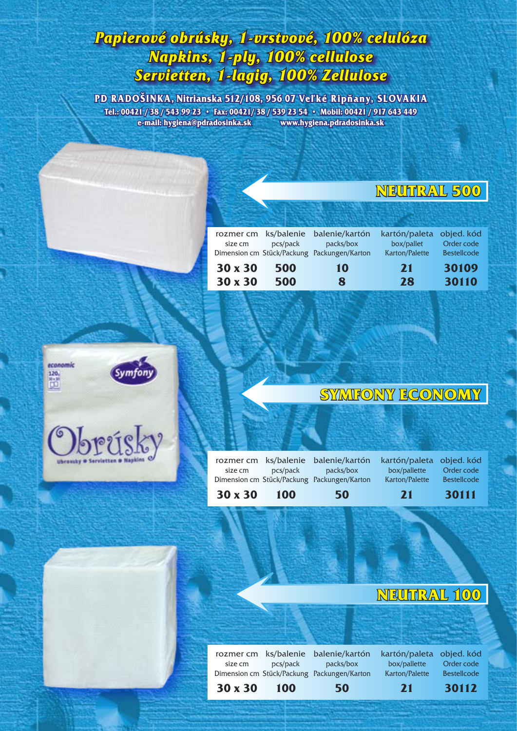# Papierové obrúsky, 1-vrstvové, 100% celulóza
# Napkins, 1-ply, 100% cellulose
# Servietten, 1-lagig, 100% Zellulose

**PD RADOŠINKA, Nitrianska 512/108, 956 07 Veľké Ripňany, SLOVAKIA**
**Tel.: 00421 / 38 / 543 99 23 • Fax: 00421/ 38 / 539 23 54 • Mobil: 00421 / 917 643 449**
**e-mail: hygiena@pdradosinka.sk www.hygiena.pdradosinka.sk**

## NEUTRAL 500

| rozmer cm<br>size cm<br>Dimension cm | ks/balenie<br>pcs/pack<br>Stück/Packung | balenie/kartón<br>packs/box<br>Packungen/Karton | kartón/paleta<br>box/pallet<br>Karton/Palette | objed. kód<br>Order code<br>Bestellcode |
|---|---|---|---|---|
| **30 x 30** | **500** | **10** | **21** | **30109** |
| **30 x 30** | **500** | **8** | **28** | **30110** |

## SYMFONY ECONOMY

| rozmer cm<br>size cm<br>Dimension cm | ks/balenie<br>pcs/pack<br>Stück/Packung | balenie/kartón<br>packs/box<br>Packungen/Karton | kartón/paleta<br>box/pallette<br>Karton/Palette | objed. kód<br>Order code<br>Bestellcode |
|---|---|---|---|---|
| **30 x 30** | **100** | **50** | **21** | **30111** |

## NEUTRAL 100

| rozmer cm<br>size cm<br>Dimension cm | ks/balenie<br>pcs/pack<br>Stück/Packung | balenie/kartón<br>packs/box<br>Packungen/Karton | kartón/paleta<br>box/pallette<br>Karton/Palette | objed. kód<br>Order code<br>Bestellcode |
|---|---|---|---|---|
| **30 x 30** | **100** | **50** | **21** | **30112** |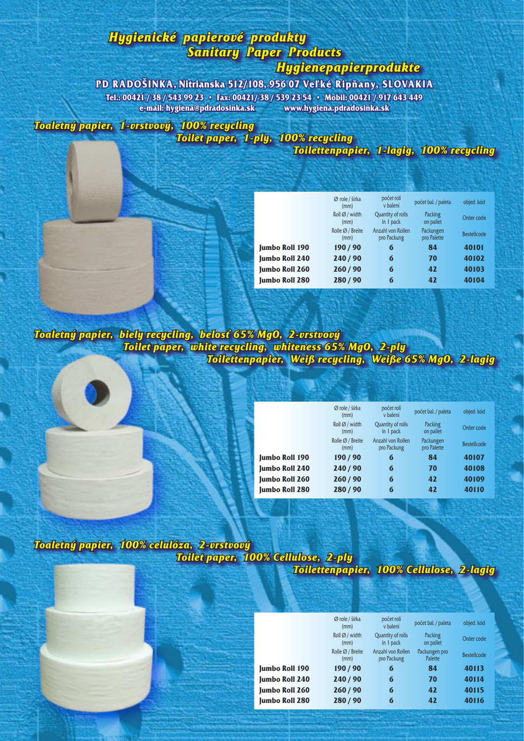# Hygienické papierové produkty
# Sanitary Paper Products
# Hygienepapierprodukte

**PD RADOŠINKA, Nitrianska 512/108, 956 07 Veľké Ripňany, SLOVAKIA**

**Tel.: 00421 / 38 / 543 99 23 • Fax: 00421/ 38 / 539 23 54 • Mobil: 00421 / 917 643 449**

**e-mail: hygiena@pdradosinka.sk www.hygiena.pdradosinka.sk**

## Toaletný papier, 1-vrstvový, 100% recycling
## Toilet paper, 1-ply, 100% recycling
## Toilettenpapier, 1-lagig, 100% recycling

| | Ø role / šírka (mm) | počet rolí v balení | počet bal. / paleta | objed. kód |
|---|---|---|---|---|
| | Roll Ø / width (mm) | Quantity of rolls in 1 pack | Packing on pallet | Order code |
| | Rolle Ø / Breite (mm) | Anzahl von Rollen pro Packung | Packungen pro Palette | Bestellcode |
| **Jumbo Roll 190** | **190 / 90** | **6** | **84** | **40101** |
| **Jumbo Roll 240** | **240 / 90** | **6** | **70** | **40102** |
| **Jumbo Roll 260** | **260 / 90** | **6** | **42** | **40103** |
| **Jumbo Roll 280** | **280 / 90** | **6** | **42** | **40104** |

## Toaletný papier, biely recycling, belosť 65% MgO, 2-vrstvový
## Toilet paper, white recycling, whiteness 65% MgO, 2-ply
## Toilettenpapier, Weiß recycling, Weiße 65% MgO, 2-lagig

| | Ø role / šírka (mm) | počet rolí v balení | počet bal. / paleta | objed. kód |
|---|---|---|---|---|
| | Roll Ø / width (mm) | Quantity of rolls in 1 pack | Packing on pallet | Order code |
| | Rolle Ø / Breite (mm) | Anzahl von Rollen pro Packung | Packungen pro Palette | Bestellcode |
| **Jumbo Roll 190** | **190 / 90** | **6** | **84** | **40107** |
| **Jumbo Roll 240** | **240 / 90** | **6** | **70** | **40108** |
| **Jumbo Roll 260** | **260 / 90** | **6** | **42** | **40109** |
| **Jumbo Roll 280** | **280 / 90** | **6** | **42** | **40110** |

## Toaletný papier, 100% celulóza, 2-vrstvový
## Toilet paper, 100% Cellulose, 2-ply
## Toilettenpapier, 100% Cellulose, 2-lagig

| | Ø role / šírka (mm) | počet rolí v balení | počet bal. / paleta | objed. kód |
|---|---|---|---|---|
| | Roll Ø / width (mm) | Quantity of rolls in 1 pack | Packing on pallet | Order code |
| | Rolle Ø / Breite (mm) | Anzahl von Rollen pro Packung | Packungen pro Palette | Bestellcode |
| **Jumbo Roll 190** | **190 / 90** | **6** | **84** | **40113** |
| **Jumbo Roll 240** | **240 / 90** | **6** | **70** | **40114** |
| **Jumbo Roll 260** | **260 / 90** | **6** | **42** | **40115** |
| **Jumbo Roll 280** | **280 / 90** | **6** | **42** | **40116** |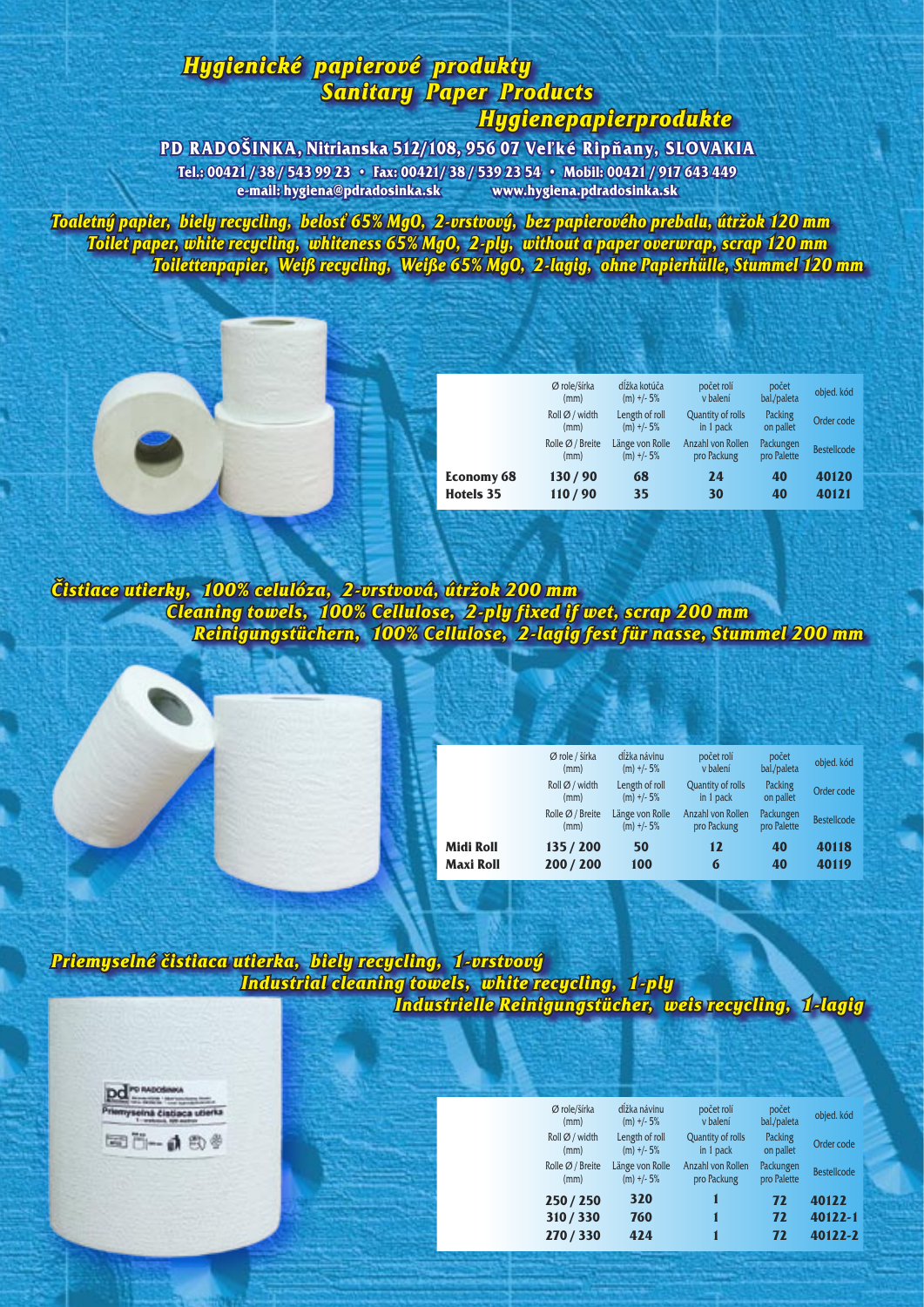# Hygienické papierové produkty
# Sanitary Paper Products
# Hygienepapierprodukte

**PD RADOŠINKA, Nitrianska 512/108, 956 07 Veľké Ripňany, SLOVAKIA**

**Tel.: 00421 / 38 / 543 99 23 • Fax: 00421/ 38 / 539 23 54 • Mobil: 00421 / 917 643 449**

**e-mail: hygiena@pdradosinka.sk www.hygiena.pdradosinka.sk**

## *Toaletný papier, biely recycling, belosť 65% MgO, 2-vrstvový, bez papierového prebalu, útržok 120 mm*
## *Toilet paper, white recycling, whiteness 65% MgO, 2-ply, without a paper overwrap, scrap 120 mm*
## *Toilettenpapier, Weiß recycling, Weiße 65% MgO, 2-lagig, ohne Papierhülle, Stummel 120 mm*

| | Ø role/šírka (mm) / Roll Ø / width (mm) / Rolle Ø / Breite (mm) | dĺžka kotúča (m) +/- 5% / Length of roll (m) +/- 5% / Länge von Rolle (m) +/- 5% | počet rolí v balení / Quantity of rolls in 1 pack / Anzahl von Rollen pro Packung | počet bal./paleta / Packing on pallet / Packungen pro Palette | objed. kód / Order code / Bestellcode |
|---|---|---|---|---|---|
| **Economy 68** | **130 / 90** | **68** | **24** | **40** | **40120** |
| **Hotels 35** | **110 / 90** | **35** | **30** | **40** | **40121** |

## *Čistiace utierky, 100% celulóza, 2-vrstvová, útržok 200 mm*
## *Cleaning towels, 100% Cellulose, 2-ply fixed if wet, scrap 200 mm*
## *Reinigungstüchern, 100% Cellulose, 2-lagig fest für nasse, Stummel 200 mm*

| | Ø role / šírka (mm) / Roll Ø / width (mm) / Rolle Ø / Breite (mm) | dĺžka návinu (m) +/- 5% / Length of roll (m) +/- 5% / Länge von Rolle (m) +/- 5% | počet rolí v balení / Quantity of rolls in 1 pack / Anzahl von Rollen pro Packung | počet bal./paleta / Packing on pallet / Packungen pro Palette | objed. kód / Order code / Bestellcode |
|---|---|---|---|---|---|
| **Midi Roll** | **135 / 200** | **50** | **12** | **40** | **40118** |
| **Maxi Roll** | **200 / 200** | **100** | **6** | **40** | **40119** |

## *Priemyselné čistiaca utierka, biely recycling, 1-vrstvový*
## *Industrial cleaning towels, white recycling, 1-ply*
## *Industrielle Reinigungstücher, weis recycling, 1-lagig*

| Ø role/šírka (mm) / Roll Ø / width (mm) / Rolle Ø / Breite (mm) | dĺžka návinu (m) +/- 5% / Length of roll (m) +/- 5% / Länge von Rolle (m) +/- 5% | počet rolí v balení / Quantity of rolls in 1 pack / Anzahl von Rollen pro Packung | počet bal./paleta / Packing on pallet / Packungen pro Palette | objed. kód / Order code / Bestellcode |
|---|---|---|---|---|
| **250 / 250** | **320** | **1** | **72** | **40122** |
| **310 / 330** | **760** | **1** | **72** | **40122-1** |
| **270 / 330** | **424** | **1** | **72** | **40122-2** |